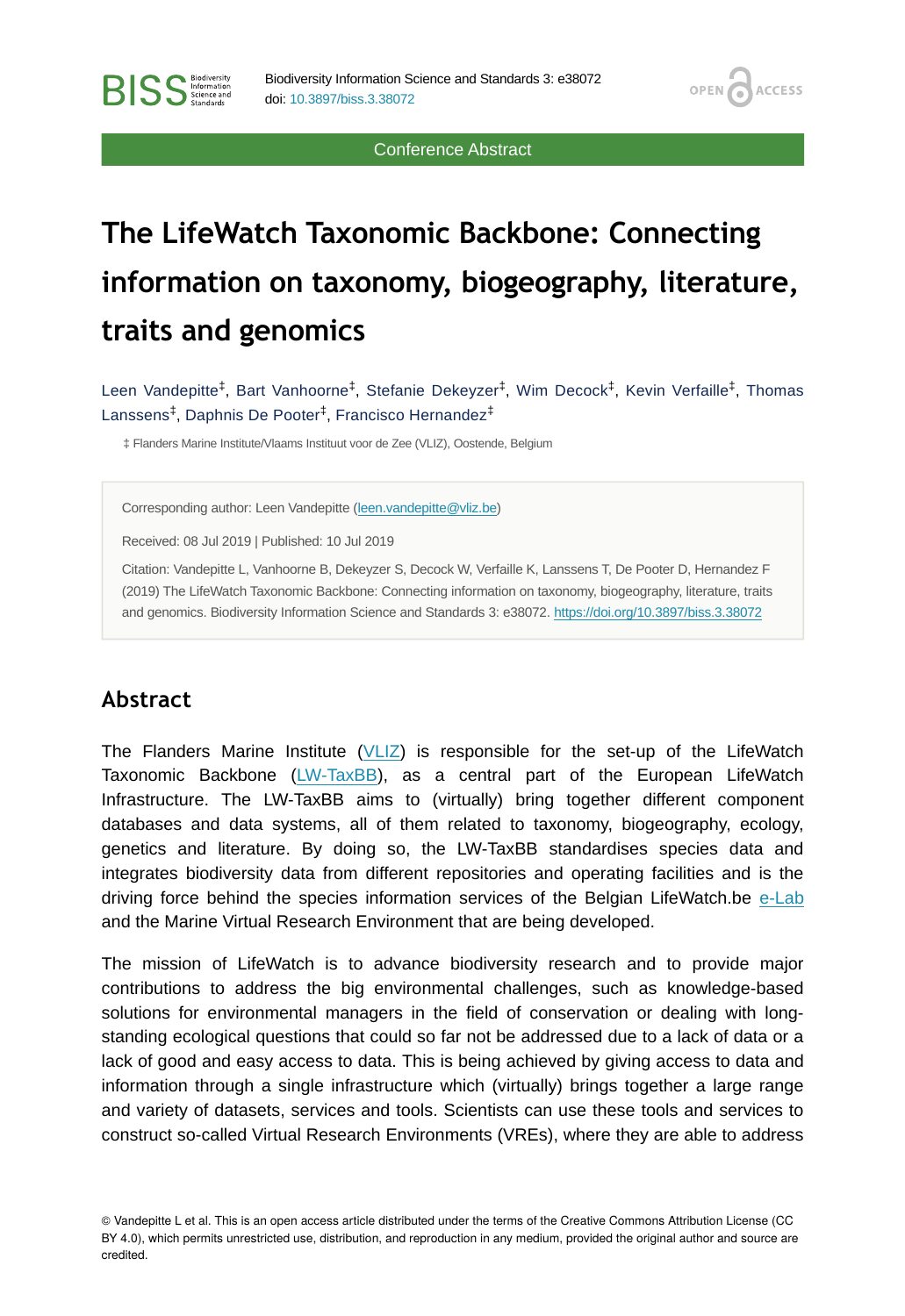Conference Abstract

# The LifeWatch Taxonomic Backbone: Connecting information on taxonomy, biogeography, literature, traits and genomics

Leen Vandepitte[‡], Bart Vanhoorne[‡], Stefanie Dekeyzer[‡], Wim Decock[‡], Kevin Verfaille[‡], Thomas Lanssens[‡], Daphnis De Pooter[‡], Francisco Hernandez[‡]

‡ Flanders Marine Institute/Vlaams Instituut voor de Zee (VLIZ), Oostende, Belgium

Corresponding author: Leen Vandepitte (leen.vandepitte@vliz.be)

Received: 08 Jul 2019 | Published: 10 Jul 2019

Citation: Vandepitte L, Vanhoorne B, Dekeyzer S, Decock W, Verfaille K, Lanssens T, De Pooter D, Hernandez F (2019) The LifeWatch Taxonomic Backbone: Connecting information on taxonomy, biogeography, literature, traits and genomics. Biodiversity Information Science and Standards 3: e38072. https://doi.org/10.3897/biss.3.38072

## Abstract

The Flanders Marine Institute (VLIZ) is responsible for the set-up of the LifeWatch Taxonomic Backbone (LW-TaxBB), as a central part of the European LifeWatch Infrastructure. The LW-TaxBB aims to (virtually) bring together different component databases and data systems, all of them related to taxonomy, biogeography, ecology, genetics and literature. By doing so, the LW-TaxBB standardises species data and integrates biodiversity data from different repositories and operating facilities and is the driving force behind the species information services of the Belgian LifeWatch.be e-Lab and the Marine Virtual Research Environment that are being developed.

The mission of LifeWatch is to advance biodiversity research and to provide major contributions to address the big environmental challenges, such as knowledge-based solutions for environmental managers in the field of conservation or dealing with long-standing ecological questions that could so far not be addressed due to a lack of data or a lack of good and easy access to data. This is being achieved by giving access to data and information through a single infrastructure which (virtually) brings together a large range and variety of datasets, services and tools. Scientists can use these tools and services to construct so-called Virtual Research Environments (VREs), where they are able to address

© Vandepitte L et al. This is an open access article distributed under the terms of the Creative Commons Attribution License (CC BY 4.0), which permits unrestricted use, distribution, and reproduction in any medium, provided the original author and source are credited.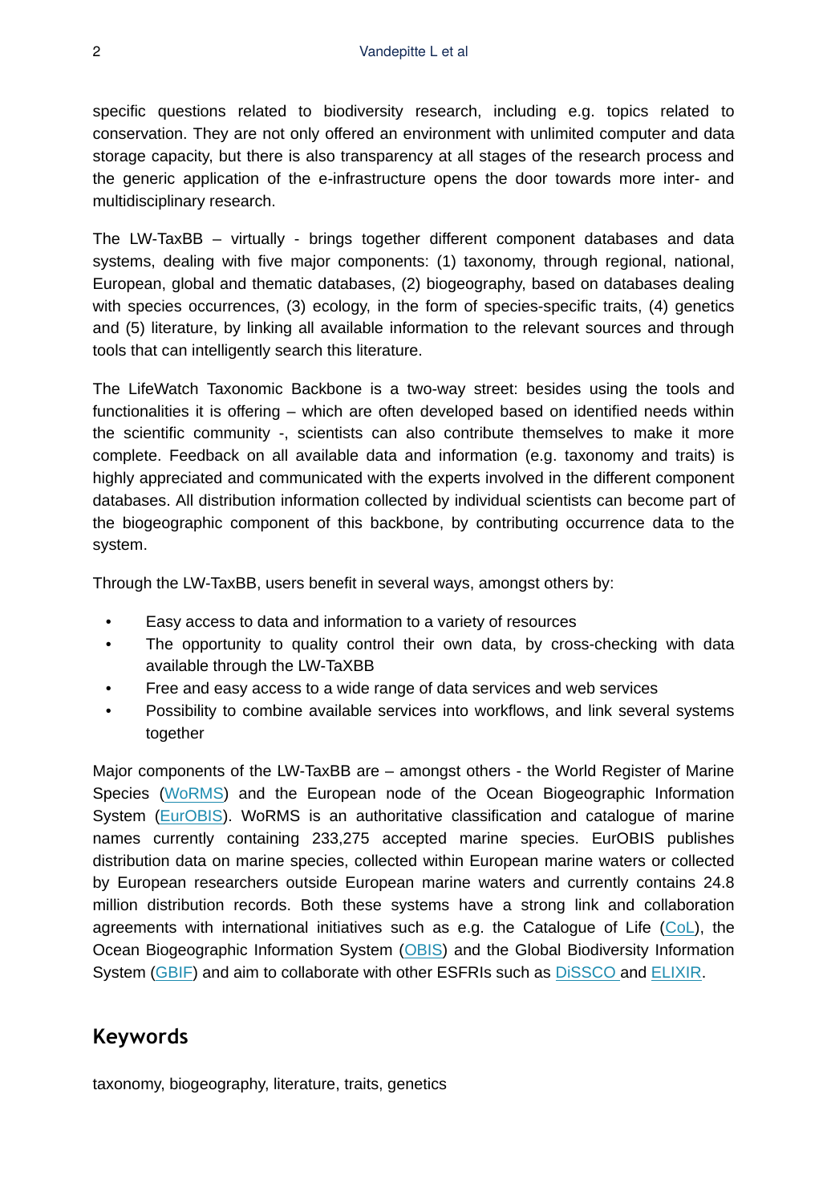specific questions related to biodiversity research, including e.g. topics related to conservation. They are not only offered an environment with unlimited computer and data storage capacity, but there is also transparency at all stages of the research process and the generic application of the e-infrastructure opens the door towards more inter- and multidisciplinary research.

The LW-TaxBB – virtually - brings together different component databases and data systems, dealing with five major components: (1) taxonomy, through regional, national, European, global and thematic databases, (2) biogeography, based on databases dealing with species occurrences, (3) ecology, in the form of species-specific traits, (4) genetics and (5) literature, by linking all available information to the relevant sources and through tools that can intelligently search this literature.

The LifeWatch Taxonomic Backbone is a two-way street: besides using the tools and functionalities it is offering – which are often developed based on identified needs within the scientific community -, scientists can also contribute themselves to make it more complete. Feedback on all available data and information (e.g. taxonomy and traits) is highly appreciated and communicated with the experts involved in the different component databases. All distribution information collected by individual scientists can become part of the biogeographic component of this backbone, by contributing occurrence data to the system.

Through the LW-TaxBB, users benefit in several ways, amongst others by:

- Easy access to data and information to a variety of resources
- The opportunity to quality control their own data, by cross-checking with data available through the LW-TaXBB
- Free and easy access to a wide range of data services and web services
- Possibility to combine available services into workflows, and link several systems together

Major components of the LW-TaxBB are – amongst others - the World Register of Marine Species (WoRMS) and the European node of the Ocean Biogeographic Information System (EurOBIS). WoRMS is an authoritative classification and catalogue of marine names currently containing 233,275 accepted marine species. EurOBIS publishes distribution data on marine species, collected within European marine waters or collected by European researchers outside European marine waters and currently contains 24.8 million distribution records. Both these systems have a strong link and collaboration agreements with international initiatives such as e.g. the Catalogue of Life (CoL), the Ocean Biogeographic Information System (OBIS) and the Global Biodiversity Information System (GBIF) and aim to collaborate with other ESFRIs such as DiSSCO and ELIXIR.

## Keywords

taxonomy, biogeography, literature, traits, genetics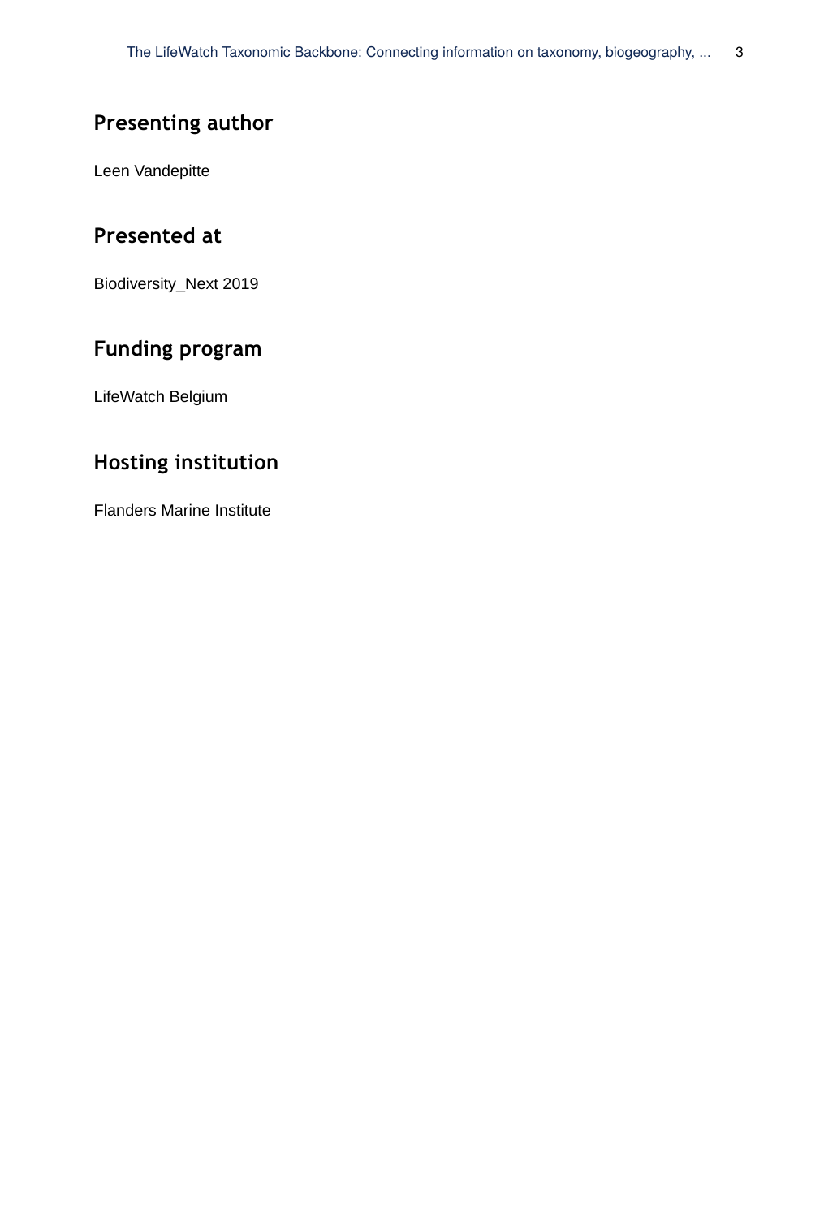# Presenting author

Leen Vandepitte

# Presented at

Biodiversity_Next 2019

# Funding program

LifeWatch Belgium

# Hosting institution

Flanders Marine Institute